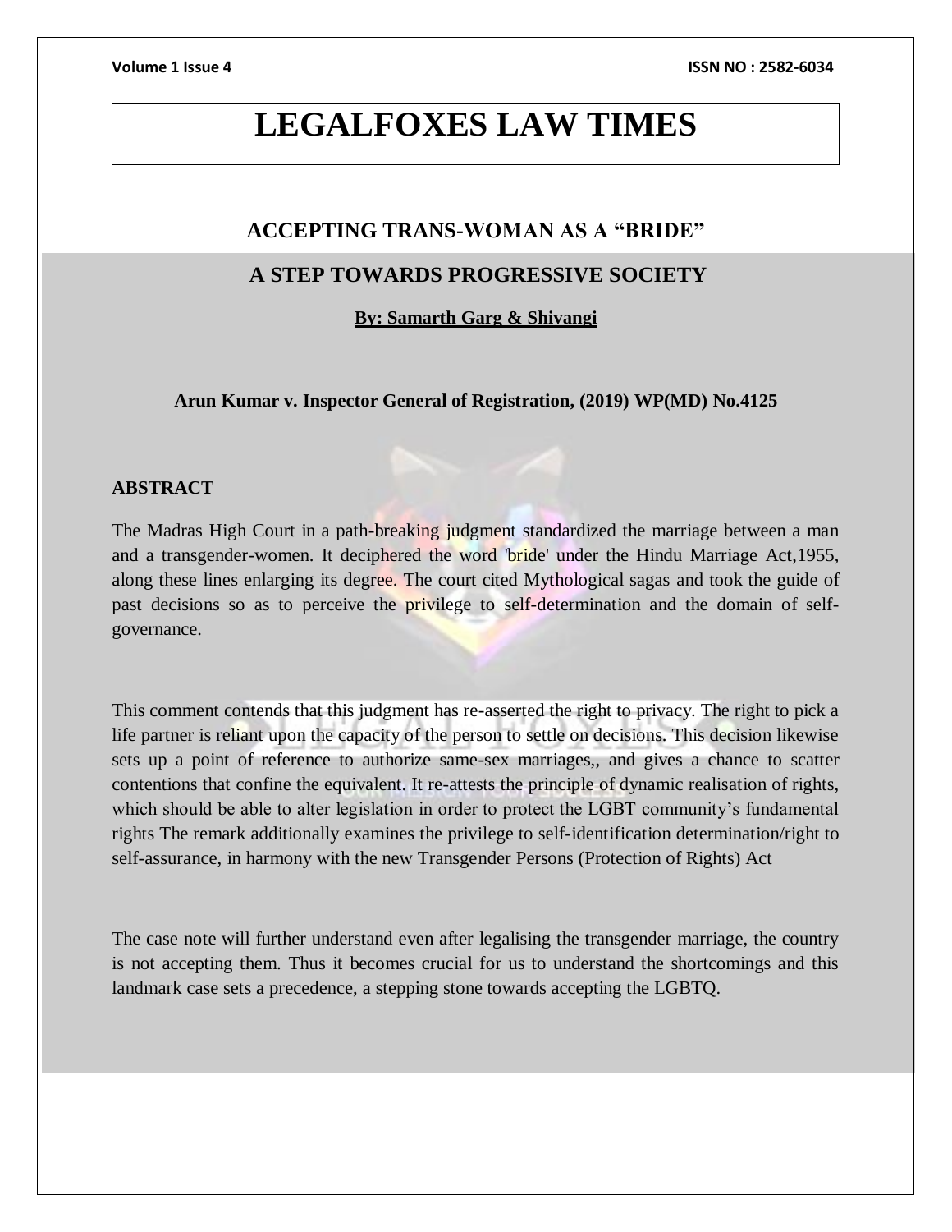# LEGALFOXES LAW TIMES

## ACCEPTING TRANS-WOMAN AS A "BRIDE"

## A STEP TOWARDS PROGRESSIVE SOCIETY

**By: Samarth Garg & Shivangi**

**Arun Kumar v. Inspector General of Registration, (2019) WP(MD) No.4125**

### ABSTRACT

The Madras High Court in a path-breaking judgment standardized the marriage between a man and a transgender-women. It deciphered the word 'bride' under the Hindu Marriage Act,1955, along these lines enlarging its degree. The court cited Mythological sagas and took the guide of past decisions so as to perceive the privilege to self-determination and the domain of self-governance.

This comment contends that this judgment has re-asserted the right to privacy. The right to pick a life partner is reliant upon the capacity of the person to settle on decisions. This decision likewise sets up a point of reference to authorize same-sex marriages,, and gives a chance to scatter contentions that confine the equivalent. It re-attests the principle of dynamic realisation of rights, which should be able to alter legislation in order to protect the LGBT community's fundamental rights The remark additionally examines the privilege to self-identification determination/right to self-assurance, in harmony with the new Transgender Persons (Protection of Rights) Act

The case note will further understand even after legalising the transgender marriage, the country is not accepting them. Thus it becomes crucial for us to understand the shortcomings and this landmark case sets a precedence, a stepping stone towards accepting the LGBTQ.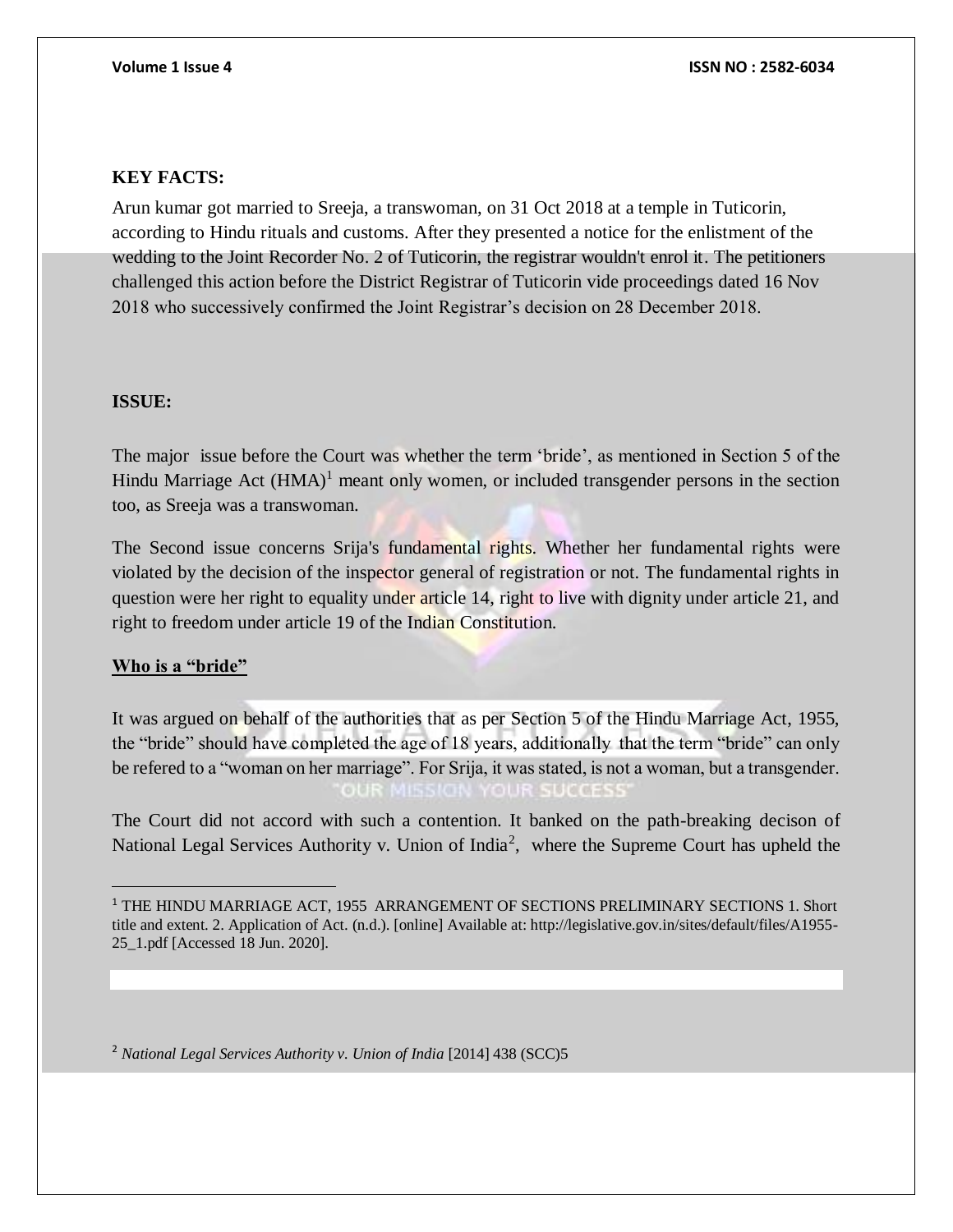**KEY FACTS:**

Arun kumar got married to Sreeja, a transwoman, on 31 Oct 2018 at a temple in Tuticorin, according to Hindu rituals and customs. After they presented a notice for the enlistment of the wedding to the Joint Recorder No. 2 of Tuticorin, the registrar wouldn't enrol it. The petitioners challenged this action before the District Registrar of Tuticorin vide proceedings dated 16 Nov 2018 who successively confirmed the Joint Registrar's decision on 28 December 2018.

**ISSUE:**

The major issue before the Court was whether the term 'bride', as mentioned in Section 5 of the Hindu Marriage Act (HMA)[1] meant only women, or included transgender persons in the section too, as Sreeja was a transwoman.

The Second issue concerns Srija's fundamental rights. Whether her fundamental rights were violated by the decision of the inspector general of registration or not. The fundamental rights in question were her right to equality under article 14, right to live with dignity under article 21, and right to freedom under article 19 of the Indian Constitution.

**<u>Who is a "bride"</u>**

It was argued on behalf of the authorities that as per Section 5 of the Hindu Marriage Act, 1955, the "bride" should have completed the age of 18 years, additionally that the term "bride" can only be refered to a "woman on her marriage". For Srija, it was stated, is not a woman, but a transgender.

The Court did not accord with such a contention. It banked on the path-breaking decison of National Legal Services Authority v. Union of India[2], where the Supreme Court has upheld the

---

[1] THE HINDU MARRIAGE ACT, 1955 ARRANGEMENT OF SECTIONS PRELIMINARY SECTIONS 1. Short title and extent. 2. Application of Act. (n.d.). [online] Available at: http://legislative.gov.in/sites/default/files/A1955-25_1.pdf [Accessed 18 Jun. 2020].

[2] *National Legal Services Authority v. Union of India* [2014] 438 (SCC)5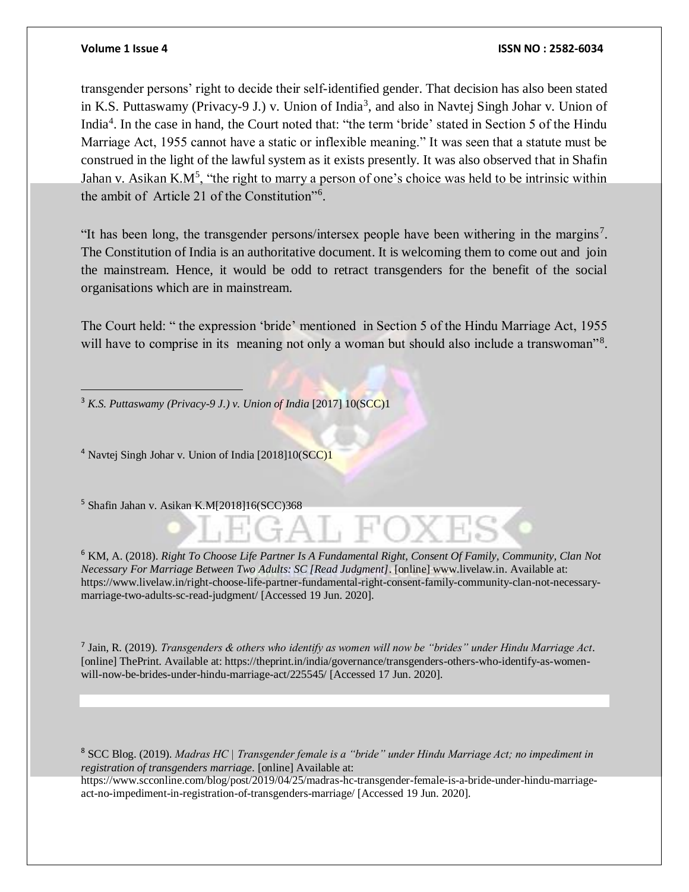transgender persons' right to decide their self-identified gender. That decision has also been stated in K.S. Puttaswamy (Privacy-9 J.) v. Union of India[3], and also in Navtej Singh Johar v. Union of India[4]. In the case in hand, the Court noted that: "the term 'bride' stated in Section 5 of the Hindu Marriage Act, 1955 cannot have a static or inflexible meaning." It was seen that a statute must be construed in the light of the lawful system as it exists presently. It was also observed that in Shafin Jahan v. Asikan K.M[5], "the right to marry a person of one's choice was held to be intrinsic within the ambit of Article 21 of the Constitution"[6].

"It has been long, the transgender persons/intersex people have been withering in the margins[7]. The Constitution of India is an authoritative document. It is welcoming them to come out and join the mainstream. Hence, it would be odd to retract transgenders for the benefit of the social organisations which are in mainstream.

The Court held: " the expression 'bride' mentioned in Section 5 of the Hindu Marriage Act, 1955 will have to comprise in its meaning not only a woman but should also include a transwoman"[8].

---

[3] *K.S. Puttaswamy (Privacy-9 J.) v. Union of India* [2017] 10(SCC)1

[4] Navtej Singh Johar v. Union of India [2018]10(SCC)1

[5] Shafin Jahan v. Asikan K.M[2018]16(SCC)368

[6] KM, A. (2018). *Right To Choose Life Partner Is A Fundamental Right, Consent Of Family, Community, Clan Not Necessary For Marriage Between Two Adults: SC [Read Judgment]*. [online] www.livelaw.in. Available at: https://www.livelaw.in/right-choose-life-partner-fundamental-right-consent-family-community-clan-not-necessary-marriage-two-adults-sc-read-judgment/ [Accessed 19 Jun. 2020].

[7] Jain, R. (2019). *Transgenders & others who identify as women will now be "brides" under Hindu Marriage Act*. [online] ThePrint. Available at: https://theprint.in/india/governance/transgenders-others-who-identify-as-women-will-now-be-brides-under-hindu-marriage-act/225545/ [Accessed 17 Jun. 2020].

[8] SCC Blog. (2019). *Madras HC | Transgender female is a "bride" under Hindu Marriage Act; no impediment in registration of transgenders marriage*. [online] Available at: https://www.scconline.com/blog/post/2019/04/25/madras-hc-transgender-female-is-a-bride-under-hindu-marriage-act-no-impediment-in-registration-of-transgenders-marriage/ [Accessed 19 Jun. 2020].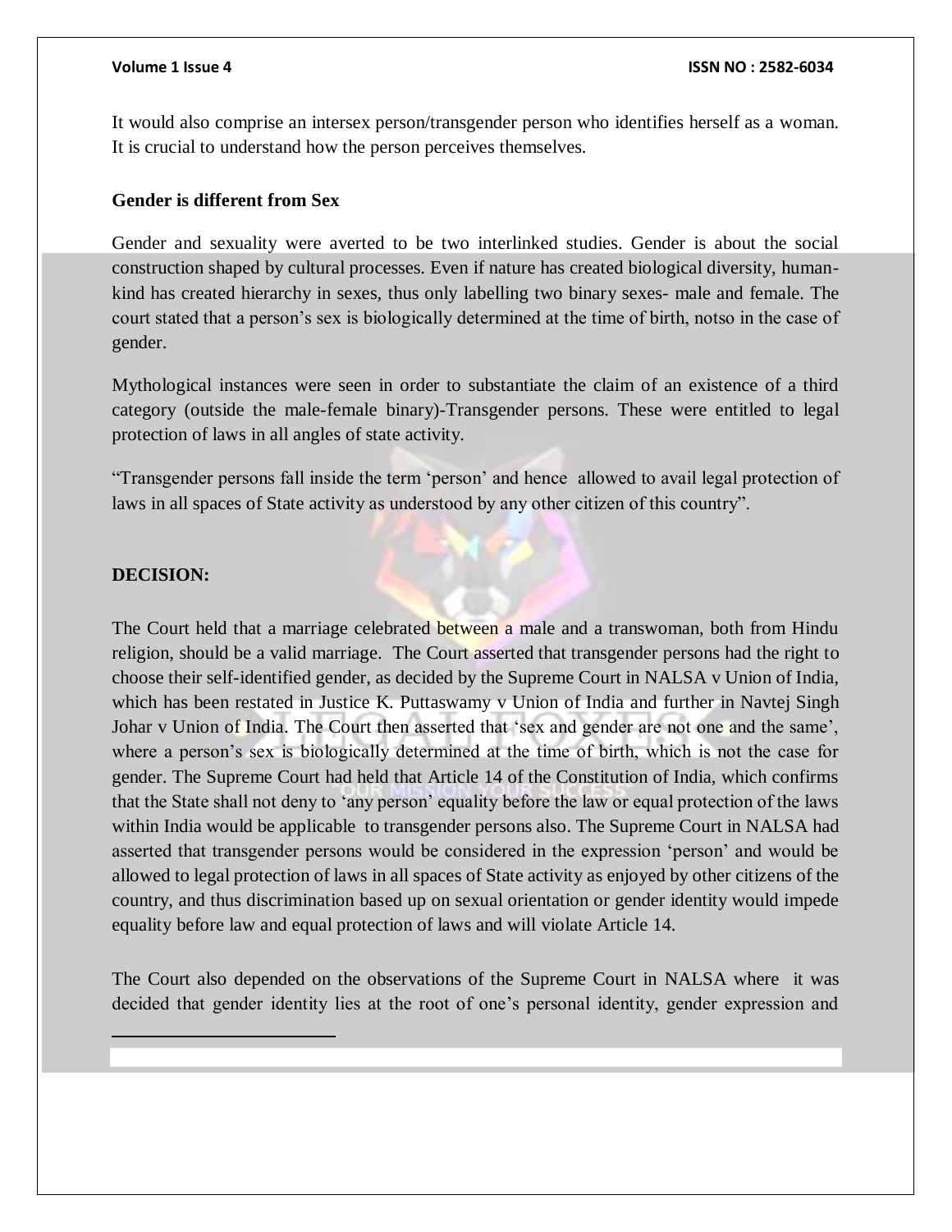It would also comprise an intersex person/transgender person who identifies herself as a woman. It is crucial to understand how the person perceives themselves.

**Gender is different from Sex**

Gender and sexuality were averted to be two interlinked studies. Gender is about the social construction shaped by cultural processes. Even if nature has created biological diversity, human-kind has created hierarchy in sexes, thus only labelling two binary sexes- male and female. The court stated that a person's sex is biologically determined at the time of birth, notso in the case of gender.

Mythological instances were seen in order to substantiate the claim of an existence of a third category (outside the male-female binary)-Transgender persons. These were entitled to legal protection of laws in all angles of state activity.

"Transgender persons fall inside the term 'person' and hence allowed to avail legal protection of laws in all spaces of State activity as understood by any other citizen of this country".

**DECISION:**

The Court held that a marriage celebrated between a male and a transwoman, both from Hindu religion, should be a valid marriage. The Court asserted that transgender persons had the right to choose their self-identified gender, as decided by the Supreme Court in NALSA v Union of India, which has been restated in Justice K. Puttaswamy v Union of India and further in Navtej Singh Johar v Union of India. The Court then asserted that 'sex and gender are not one and the same', where a person's sex is biologically determined at the time of birth, which is not the case for gender. The Supreme Court had held that Article 14 of the Constitution of India, which confirms that the State shall not deny to 'any person' equality before the law or equal protection of the laws within India would be applicable to transgender persons also. The Supreme Court in NALSA had asserted that transgender persons would be considered in the expression 'person' and would be allowed to legal protection of laws in all spaces of State activity as enjoyed by other citizens of the country, and thus discrimination based up on sexual orientation or gender identity would impede equality before law and equal protection of laws and will violate Article 14.

The Court also depended on the observations of the Supreme Court in NALSA where it was decided that gender identity lies at the root of one's personal identity, gender expression and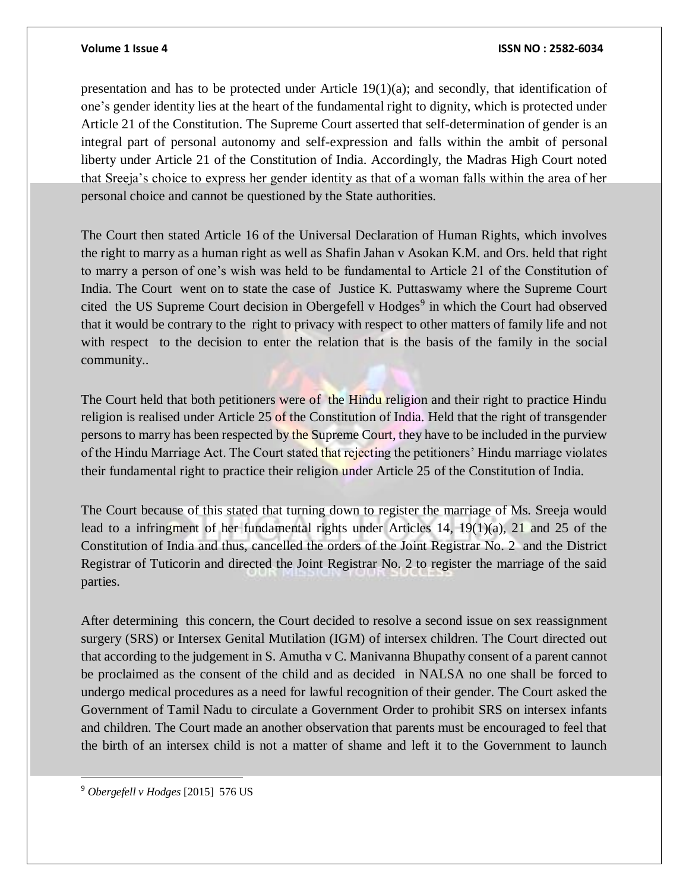presentation and has to be protected under Article 19(1)(a); and secondly, that identification of one's gender identity lies at the heart of the fundamental right to dignity, which is protected under Article 21 of the Constitution. The Supreme Court asserted that self-determination of gender is an integral part of personal autonomy and self-expression and falls within the ambit of personal liberty under Article 21 of the Constitution of India. Accordingly, the Madras High Court noted that Sreeja's choice to express her gender identity as that of a woman falls within the area of her personal choice and cannot be questioned by the State authorities.

The Court then stated Article 16 of the Universal Declaration of Human Rights, which involves the right to marry as a human right as well as Shafin Jahan v Asokan K.M. and Ors. held that right to marry a person of one's wish was held to be fundamental to Article 21 of the Constitution of India. The Court went on to state the case of Justice K. Puttaswamy where the Supreme Court cited the US Supreme Court decision in Obergefell v Hodges[9] in which the Court had observed that it would be contrary to the right to privacy with respect to other matters of family life and not with respect to the decision to enter the relation that is the basis of the family in the social community..

The Court held that both petitioners were of the Hindu religion and their right to practice Hindu religion is realised under Article 25 of the Constitution of India. Held that the right of transgender persons to marry has been respected by the Supreme Court, they have to be included in the purview of the Hindu Marriage Act. The Court stated that rejecting the petitioners' Hindu marriage violates their fundamental right to practice their religion under Article 25 of the Constitution of India.

The Court because of this stated that turning down to register the marriage of Ms. Sreeja would lead to a infringment of her fundamental rights under Articles 14, 19(1)(a), 21 and 25 of the Constitution of India and thus, cancelled the orders of the Joint Registrar No. 2 and the District Registrar of Tuticorin and directed the Joint Registrar No. 2 to register the marriage of the said parties.

After determining this concern, the Court decided to resolve a second issue on sex reassignment surgery (SRS) or Intersex Genital Mutilation (IGM) of intersex children. The Court directed out that according to the judgement in S. Amutha v C. Manivanna Bhupathy consent of a parent cannot be proclaimed as the consent of the child and as decided in NALSA no one shall be forced to undergo medical procedures as a need for lawful recognition of their gender. The Court asked the Government of Tamil Nadu to circulate a Government Order to prohibit SRS on intersex infants and children. The Court made an another observation that parents must be encouraged to feel that the birth of an intersex child is not a matter of shame and left it to the Government to launch

---

[9] *Obergefell v Hodges* [2015] 576 US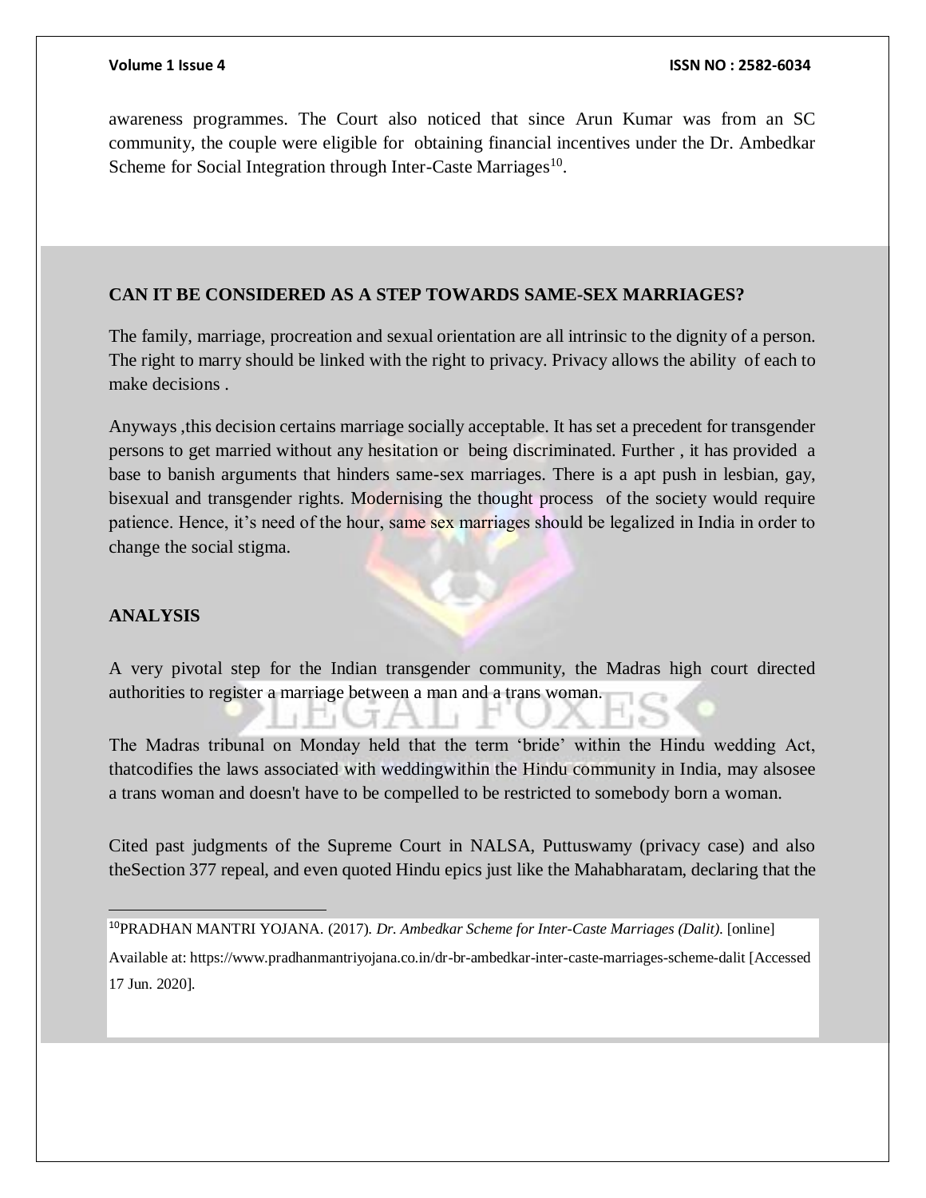awareness programmes. The Court also noticed that since Arun Kumar was from an SC community, the couple were eligible for obtaining financial incentives under the Dr. Ambedkar Scheme for Social Integration through Inter-Caste Marriages[10].

**CAN IT BE CONSIDERED AS A STEP TOWARDS SAME-SEX MARRIAGES?**

The family, marriage, procreation and sexual orientation are all intrinsic to the dignity of a person. The right to marry should be linked with the right to privacy. Privacy allows the ability of each to make decisions .

Anyways ,this decision certains marriage socially acceptable. It has set a precedent for transgender persons to get married without any hesitation or being discriminated. Further , it has provided a base to banish arguments that hinders same-sex marriages. There is a apt push in lesbian, gay, bisexual and transgender rights. Modernising the thought process of the society would require patience. Hence, it's need of the hour, same sex marriages should be legalized in India in order to change the social stigma.

**ANALYSIS**

A very pivotal step for the Indian transgender community, the Madras high court directed authorities to register a marriage between a man and a trans woman.

The Madras tribunal on Monday held that the term 'bride' within the Hindu wedding Act, thatcodifies the laws associated with weddingwithin the Hindu community in India, may alsosee a trans woman and doesn't have to be compelled to be restricted to somebody born a woman.

Cited past judgments of the Supreme Court in NALSA, Puttuswamy (privacy case) and also theSection 377 repeal, and even quoted Hindu epics just like the Mahabharatam, declaring that the

---

[10]PRADHAN MANTRI YOJANA. (2017). *Dr. Ambedkar Scheme for Inter-Caste Marriages (Dalit)*. [online] Available at: https://www.pradhanmantriyojana.co.in/dr-br-ambedkar-inter-caste-marriages-scheme-dalit [Accessed 17 Jun. 2020].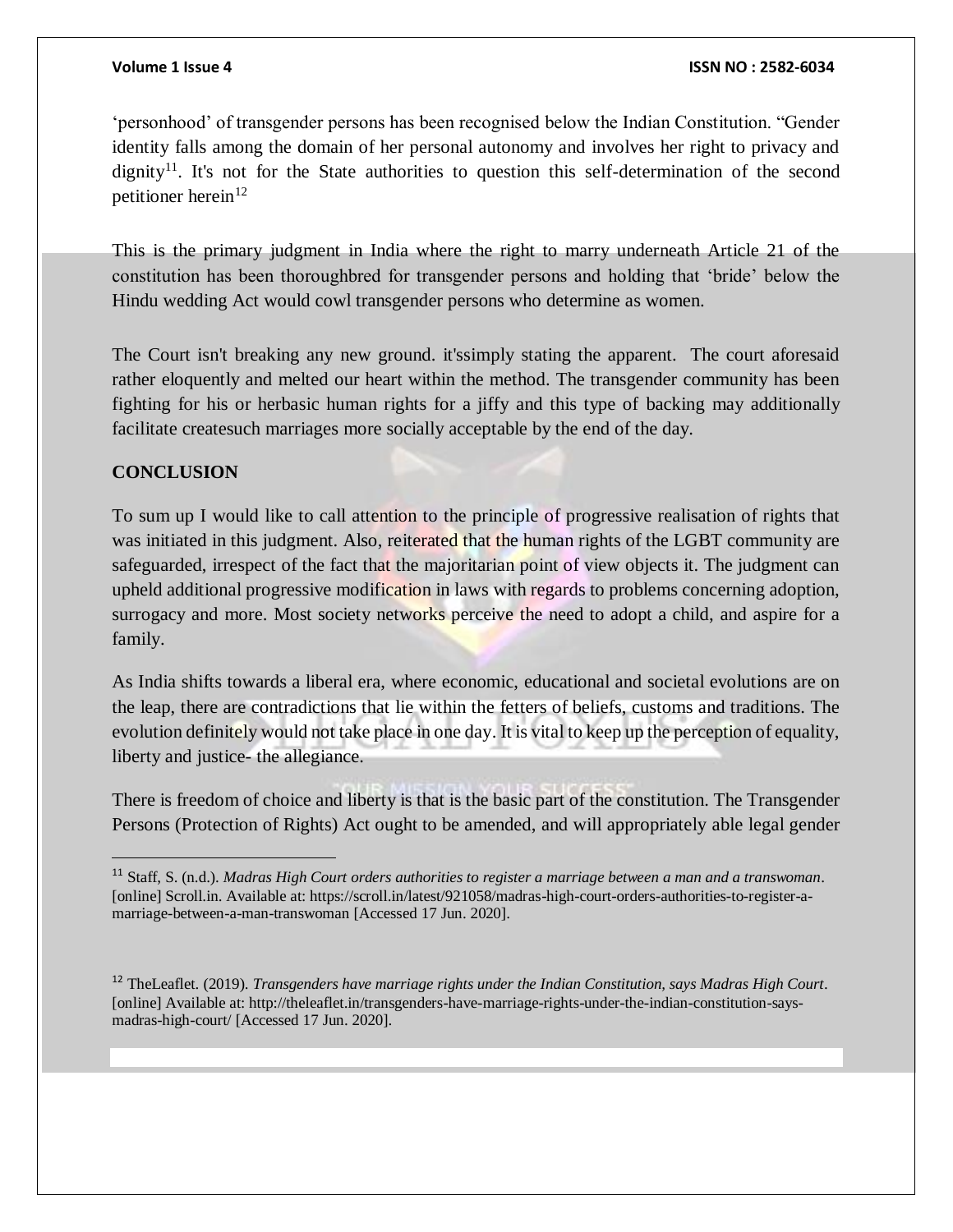'personhood' of transgender persons has been recognised below the Indian Constitution. "Gender identity falls among the domain of her personal autonomy and involves her right to privacy and dignity[11]. It's not for the State authorities to question this self-determination of the second petitioner herein[12]

This is the primary judgment in India where the right to marry underneath Article 21 of the constitution has been thoroughbred for transgender persons and holding that 'bride' below the Hindu wedding Act would cowl transgender persons who determine as women.

The Court isn't breaking any new ground. it'ssimply stating the apparent. The court aforesaid rather eloquently and melted our heart within the method. The transgender community has been fighting for his or herbasic human rights for a jiffy and this type of backing may additionally facilitate createsuch marriages more socially acceptable by the end of the day.

## CONCLUSION

To sum up I would like to call attention to the principle of progressive realisation of rights that was initiated in this judgment. Also, reiterated that the human rights of the LGBT community are safeguarded, irrespect of the fact that the majoritarian point of view objects it. The judgment can upheld additional progressive modification in laws with regards to problems concerning adoption, surrogacy and more. Most society networks perceive the need to adopt a child, and aspire for a family.

As India shifts towards a liberal era, where economic, educational and societal evolutions are on the leap, there are contradictions that lie within the fetters of beliefs, customs and traditions. The evolution definitely would not take place in one day. It is vital to keep up the perception of equality, liberty and justice- the allegiance.

There is freedom of choice and liberty is that is the basic part of the constitution. The Transgender Persons (Protection of Rights) Act ought to be amended, and will appropriately able legal gender

---

[11] Staff, S. (n.d.). *Madras High Court orders authorities to register a marriage between a man and a transwoman*. [online] Scroll.in. Available at: https://scroll.in/latest/921058/madras-high-court-orders-authorities-to-register-a-marriage-between-a-man-transwoman [Accessed 17 Jun. 2020].

[12] TheLeaflet. (2019). *Transgenders have marriage rights under the Indian Constitution, says Madras High Court*. [online] Available at: http://theleaflet.in/transgenders-have-marriage-rights-under-the-indian-constitution-says-madras-high-court/ [Accessed 17 Jun. 2020].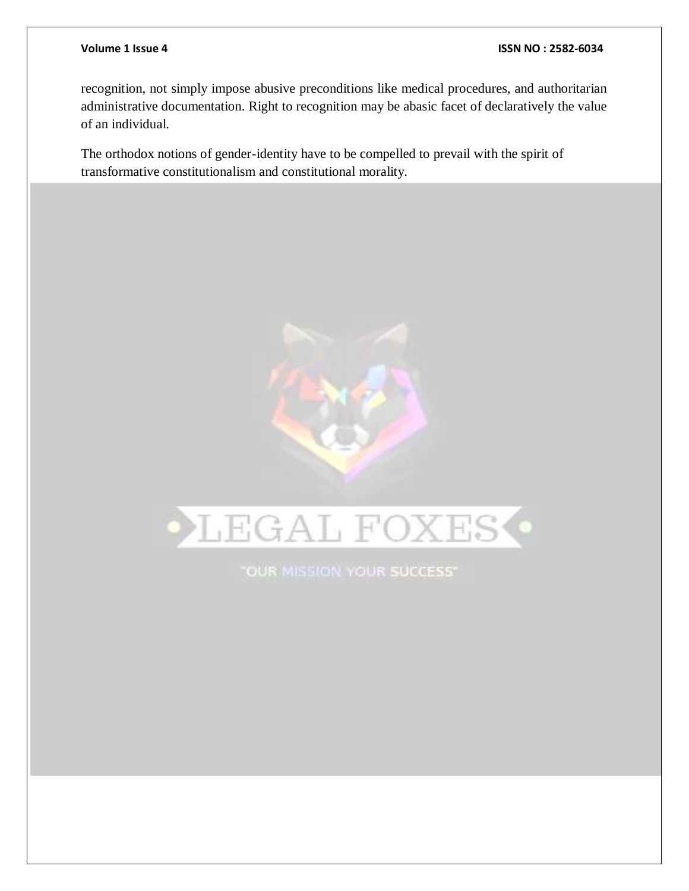recognition, not simply impose abusive preconditions like medical procedures, and authoritarian administrative documentation. Right to recognition may be abasic facet of declaratively the value of an individual.

The orthodox notions of gender-identity have to be compelled to prevail with the spirit of transformative constitutionalism and constitutional morality.